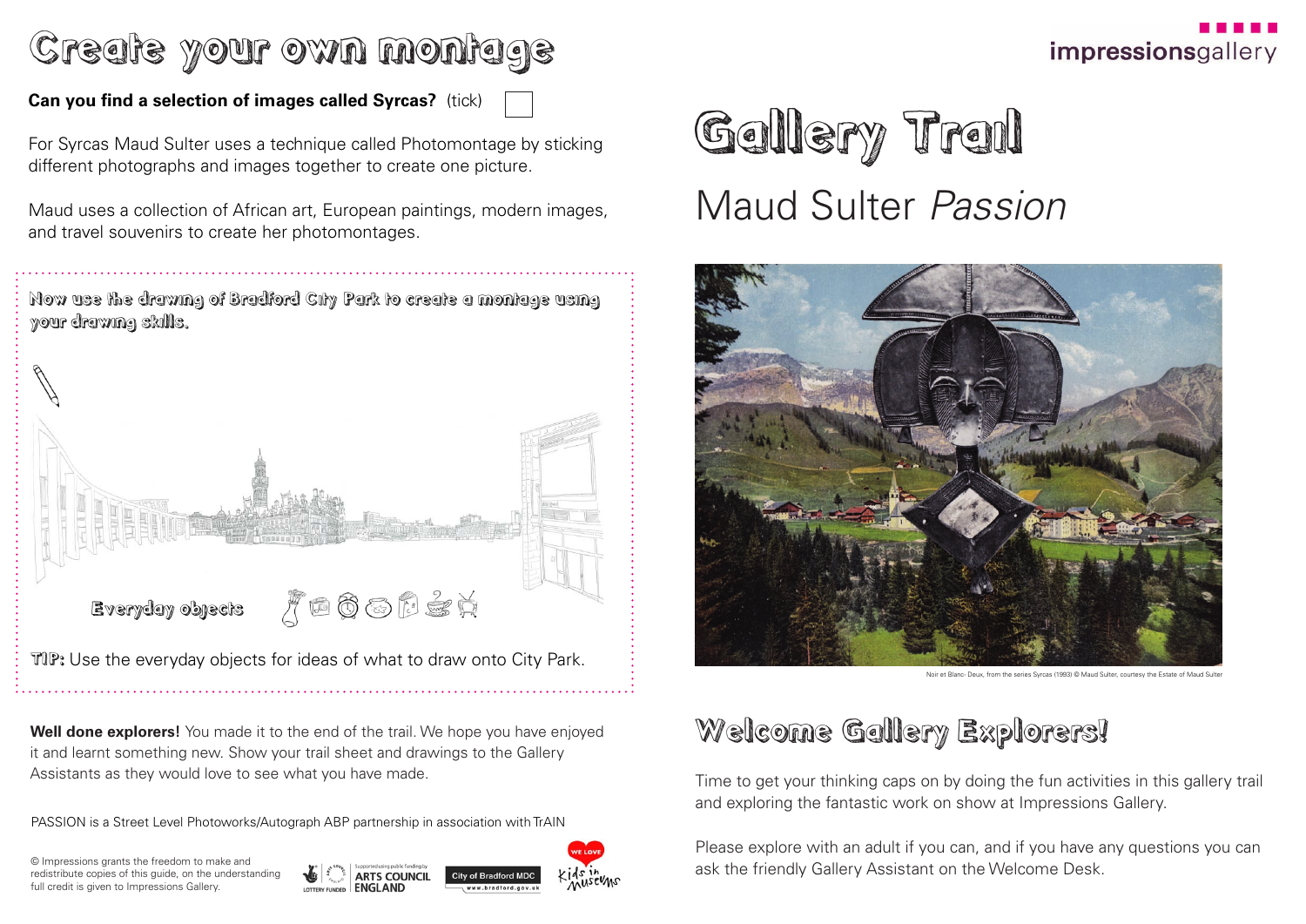# Create your own montage

**Can you find a selection of images called Syrcas?** (tick) ☐

For Syrcas Maud Sulter uses a technique called Photomontage by sticking different photographs and images together to create one picture.

Maud uses a collection of African art, European paintings, modern images, and travel souvenirs to create her photomontages.

**Now use the drawing of Bradford City Park to create a montage using your drawing skills.**

**Everyday objects**

**TIP:** Use the everyday objects for ideas of what to draw onto City Park.

**Well done explorers!** You made it to the end of the trail. We hope you have enjoyed it and learnt something new. Show your trail sheet and drawings to the Gallery Assistants as they would love to see what you have made.

PASSION is a Street Level Photoworks/Autograph ABP partnership in association with TrAIN

© Impressions grants the freedom to make and redistribute copies of this guide, on the understanding full credit is given to Impressions Gallery.

LOTTERY FUNDED | Supported using public funding by ARTS COUNCIL ENGLAND | City of Bradford MDC www.bradford.gov.uk | WE LOVE Kids in Museums

impressionsgallery

# Gallery Trail

## Maud Sulter *Passion*

Noir et Blanc- Deux, from the series Syrcas (1993) © Maud Sulter, courtesy the Estate of Maud Sulter

## Welcome Gallery Explorers!

Time to get your thinking caps on by doing the fun activities in this gallery trail and exploring the fantastic work on show at Impressions Gallery.

Please explore with an adult if you can, and if you have any questions you can ask the friendly Gallery Assistant on the Welcome Desk.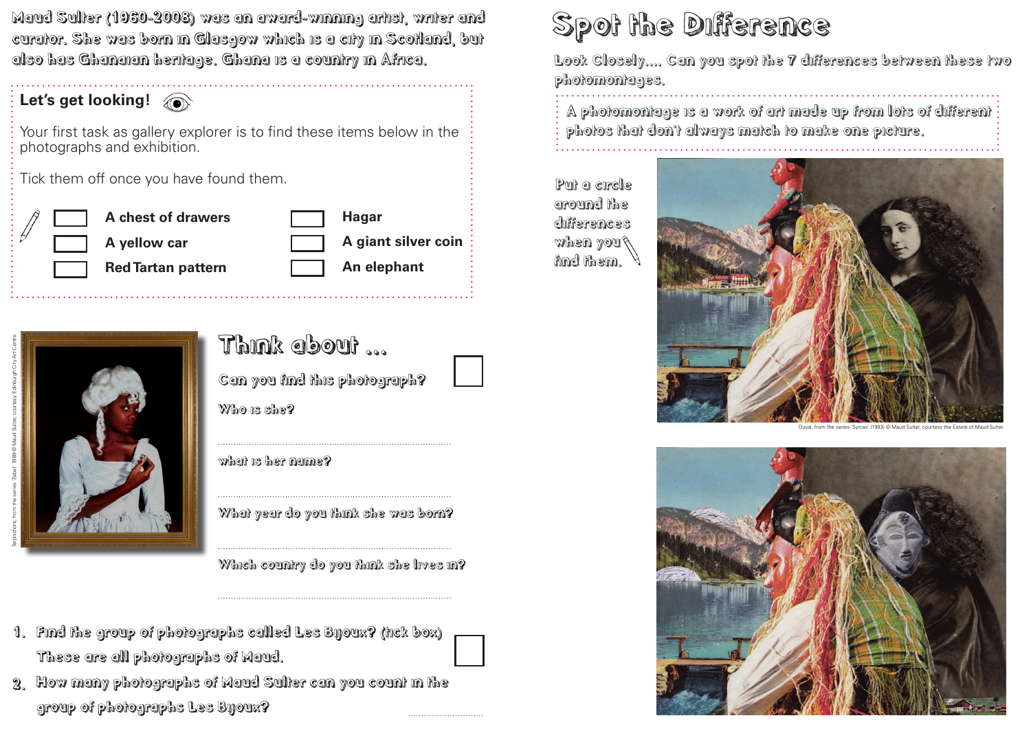Maud Sulter (1960-2008) was an award-winning artist, writer and curator. She was born in Glasgow which is a city in Scotland, but also has Ghanaian heritage. Ghana is a country in Africa.

## Let's get looking!

Your first task as gallery explorer is to find these items below in the photographs and exhibition.

Tick them off once you have found them.

- [ ] **A chest of drawers**
- [ ] **A yellow car**
- [ ] **Red Tartan pattern**
- [ ] **Hagar**
- [ ] **A giant silver coin**
- [ ] **An elephant**

Terpsichore, from the series 'Zabat' 1989 © Maud Sulter, courtesy Edinburgh City Art Centre

## Think about ...

Can you find this photograph? [ ]

Who is she?

..................................................

what is her name?

..................................................

What year do you think she was born?

..................................................

Which country do you think she lives in?

..................................................

1. Find the group of photographs called Les Byoux? (tick box) [ ]

   These are all photographs of Maud.

2. How many photographs of Maud Sulter can you count in the group of photographs Les Byoux? ..................

# Spot the Difference

Look Closely.... Can you spot the 7 differences between these two photomontages.

A photomontage is a work of art made up from lots of different photos that don't always match to make one picture.

Put a circle around the differences when you find them.

Duval, from the series 'Syrcas' (1993) © Maud Sulter, courtesy the Estate of Maud Sulter